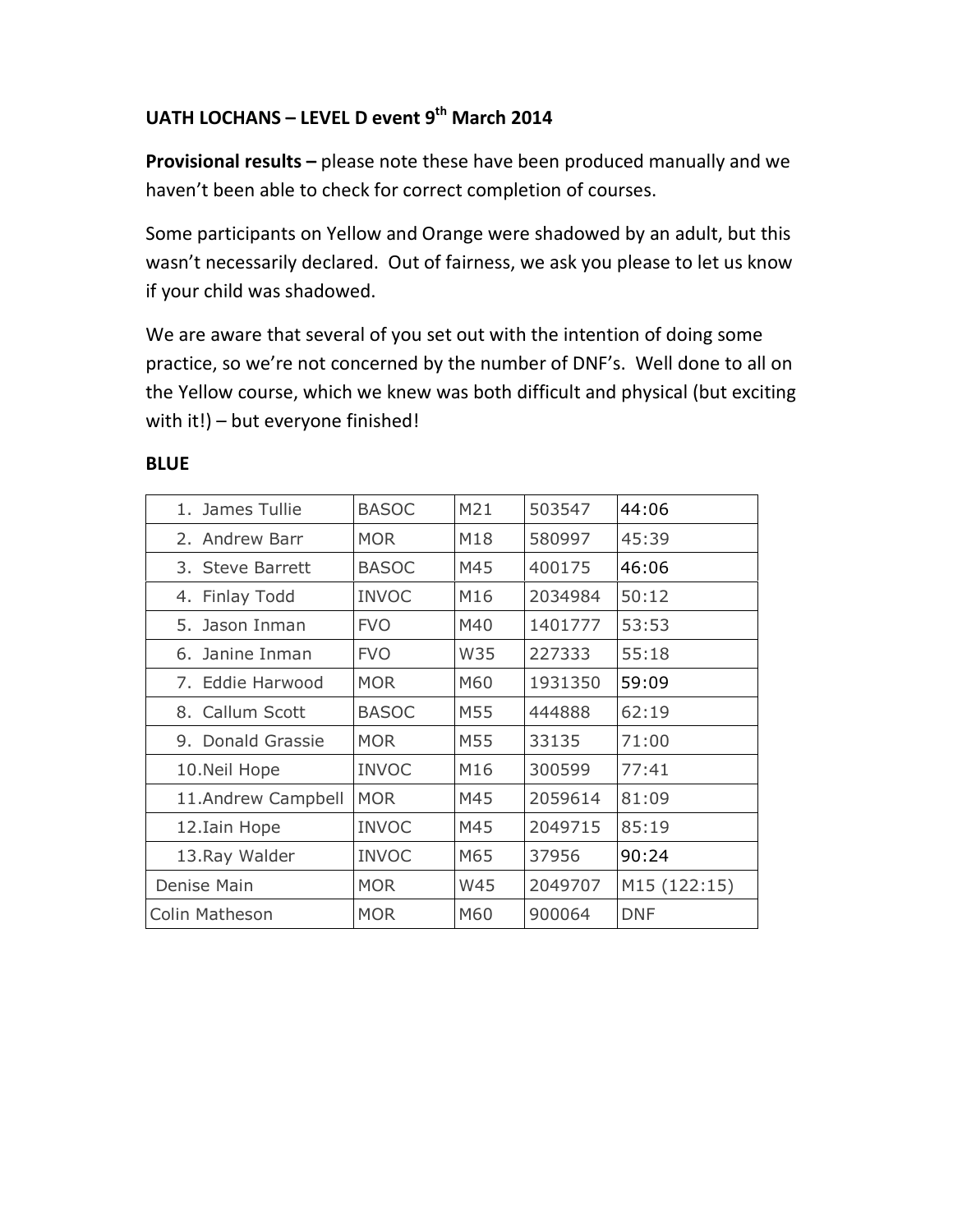# UATH LOCHANS – LEVEL D event 9th March 2014

**Provisional results –** please note these have been produced manually and we haven't been able to check for correct completion of courses.

Some participants on Yellow and Orange were shadowed by an adult, but this wasn't necessarily declared. Out of fairness, we ask you please to let us know if your child was shadowed.

We are aware that several of you set out with the intention of doing some practice, so we're not concerned by the number of DNF's. Well done to all on the Yellow course, which we knew was both difficult and physical (but exciting with it!) – but everyone finished!

## BLUE

| | | | | |
|---|---|---|---|---|
| 1. James Tullie | BASOC | M21 | 503547 | 44:06 |
| 2. Andrew Barr | MOR | M18 | 580997 | 45:39 |
| 3. Steve Barrett | BASOC | M45 | 400175 | 46:06 |
| 4. Finlay Todd | INVOC | M16 | 2034984 | 50:12 |
| 5. Jason Inman | FVO | M40 | 1401777 | 53:53 |
| 6. Janine Inman | FVO | W35 | 227333 | 55:18 |
| 7. Eddie Harwood | MOR | M60 | 1931350 | 59:09 |
| 8. Callum Scott | BASOC | M55 | 444888 | 62:19 |
| 9. Donald Grassie | MOR | M55 | 33135 | 71:00 |
| 10. Neil Hope | INVOC | M16 | 300599 | 77:41 |
| 11. Andrew Campbell | MOR | M45 | 2059614 | 81:09 |
| 12. Iain Hope | INVOC | M45 | 2049715 | 85:19 |
| 13. Ray Walder | INVOC | M65 | 37956 | 90:24 |
| Denise Main | MOR | W45 | 2049707 | M15 (122:15) |
| Colin Matheson | MOR | M60 | 900064 | DNF |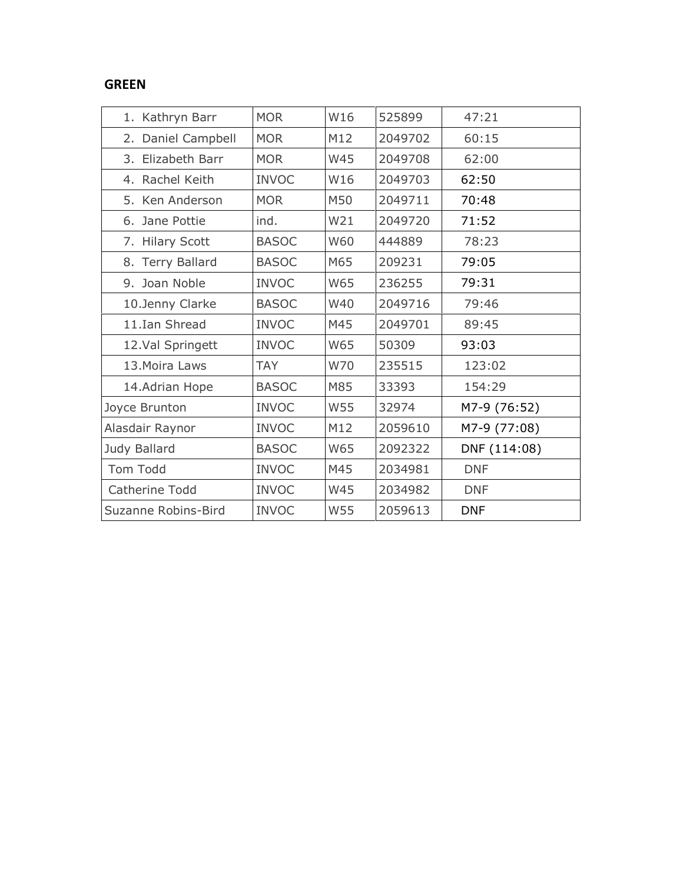**GREEN**

| | | | | |
|---|---|---|---|---|
| 1. Kathryn Barr | MOR | W16 | 525899 | 47:21 |
| 2. Daniel Campbell | MOR | M12 | 2049702 | 60:15 |
| 3. Elizabeth Barr | MOR | W45 | 2049708 | 62:00 |
| 4. Rachel Keith | INVOC | W16 | 2049703 | 62:50 |
| 5. Ken Anderson | MOR | M50 | 2049711 | 70:48 |
| 6. Jane Pottie | ind. | W21 | 2049720 | 71:52 |
| 7. Hilary Scott | BASOC | W60 | 444889 | 78:23 |
| 8. Terry Ballard | BASOC | M65 | 209231 | 79:05 |
| 9. Joan Noble | INVOC | W65 | 236255 | 79:31 |
| 10.Jenny Clarke | BASOC | W40 | 2049716 | 79:46 |
| 11.Ian Shread | INVOC | M45 | 2049701 | 89:45 |
| 12.Val Springett | INVOC | W65 | 50309 | 93:03 |
| 13.Moira Laws | TAY | W70 | 235515 | 123:02 |
| 14.Adrian Hope | BASOC | M85 | 33393 | 154:29 |
| Joyce Brunton | INVOC | W55 | 32974 | M7-9 (76:52) |
| Alasdair Raynor | INVOC | M12 | 2059610 | M7-9 (77:08) |
| Judy Ballard | BASOC | W65 | 2092322 | DNF (114:08) |
| Tom Todd | INVOC | M45 | 2034981 | DNF |
| Catherine Todd | INVOC | W45 | 2034982 | DNF |
| Suzanne Robins-Bird | INVOC | W55 | 2059613 | DNF |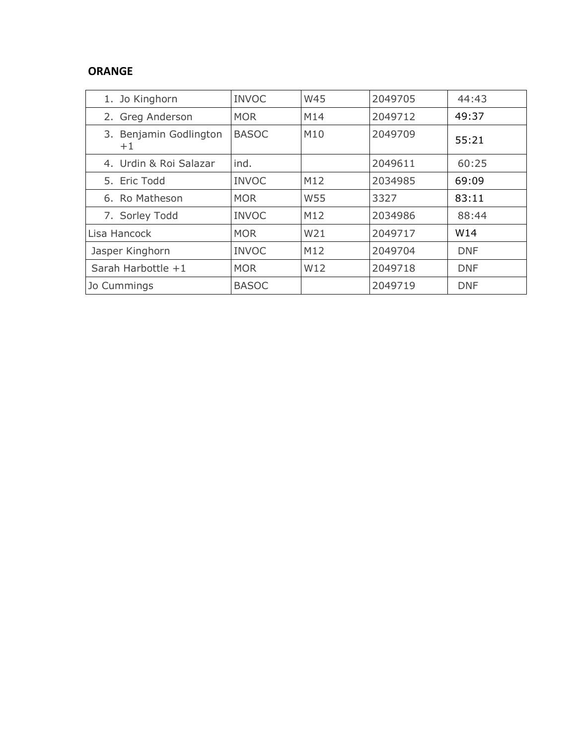**ORANGE**

| | | | | |
|---|---|---|---|---|
| 1. Jo Kinghorn | INVOC | W45 | 2049705 | 44:43 |
| 2. Greg Anderson | MOR | M14 | 2049712 | 49:37 |
| 3. Benjamin Godlington +1 | BASOC | M10 | 2049709 | 55:21 |
| 4. Urdin & Roi Salazar | ind. | | 2049611 | 60:25 |
| 5. Eric Todd | INVOC | M12 | 2034985 | 69:09 |
| 6. Ro Matheson | MOR | W55 | 3327 | 83:11 |
| 7. Sorley Todd | INVOC | M12 | 2034986 | 88:44 |
| Lisa Hancock | MOR | W21 | 2049717 | W14 |
| Jasper Kinghorn | INVOC | M12 | 2049704 | DNF |
| Sarah Harbottle +1 | MOR | W12 | 2049718 | DNF |
| Jo Cummings | BASOC | | 2049719 | DNF |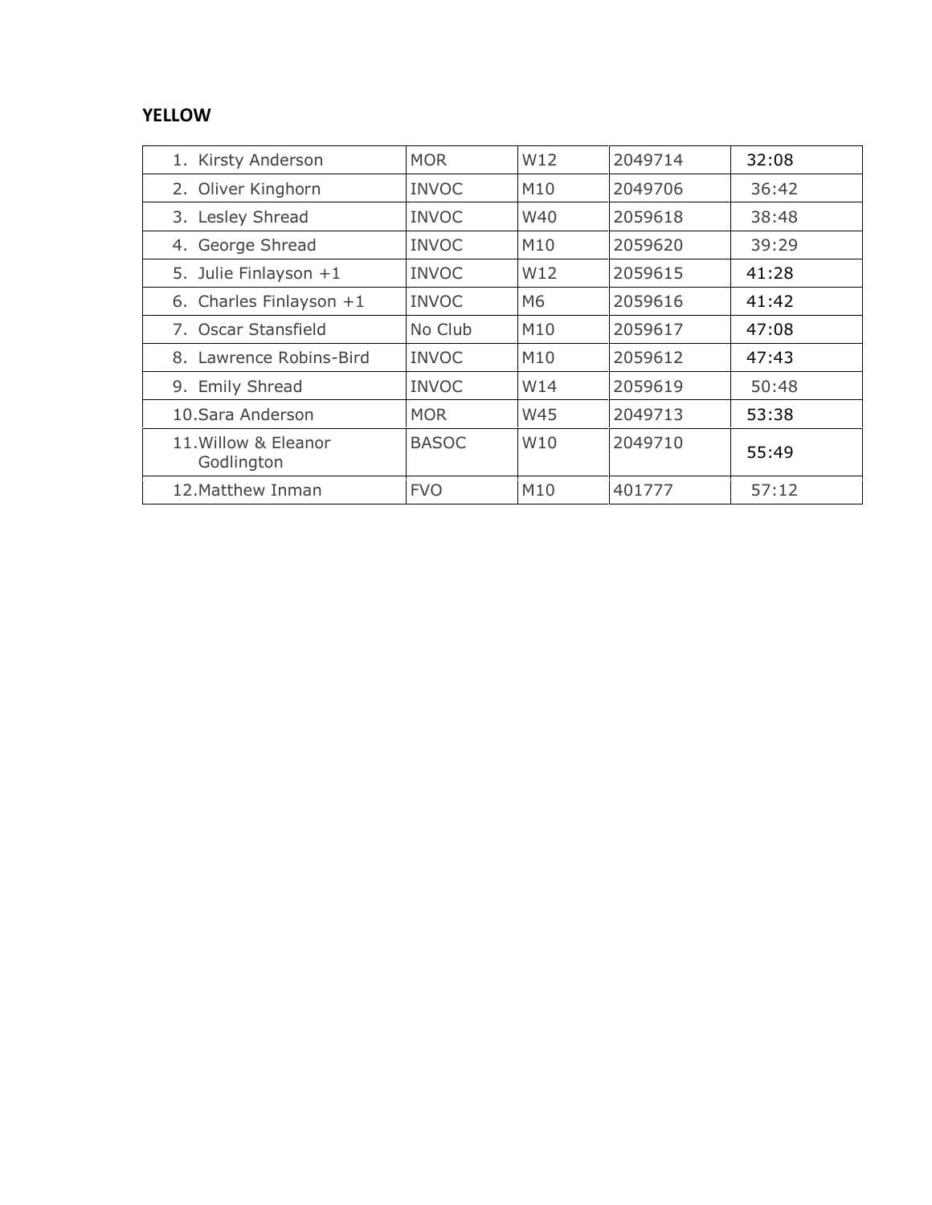**YELLOW**

| | | | | |
|---|---|---|---|---|
| 1. Kirsty Anderson | MOR | W12 | 2049714 | 32:08 |
| 2. Oliver Kinghorn | INVOC | M10 | 2049706 | 36:42 |
| 3. Lesley Shread | INVOC | W40 | 2059618 | 38:48 |
| 4. George Shread | INVOC | M10 | 2059620 | 39:29 |
| 5. Julie Finlayson +1 | INVOC | W12 | 2059615 | 41:28 |
| 6. Charles Finlayson +1 | INVOC | M6 | 2059616 | 41:42 |
| 7. Oscar Stansfield | No Club | M10 | 2059617 | 47:08 |
| 8. Lawrence Robins-Bird | INVOC | M10 | 2059612 | 47:43 |
| 9. Emily Shread | INVOC | W14 | 2059619 | 50:48 |
| 10. Sara Anderson | MOR | W45 | 2049713 | 53:38 |
| 11. Willow & Eleanor Godlington | BASOC | W10 | 2049710 | 55:49 |
| 12. Matthew Inman | FVO | M10 | 401777 | 57:12 |